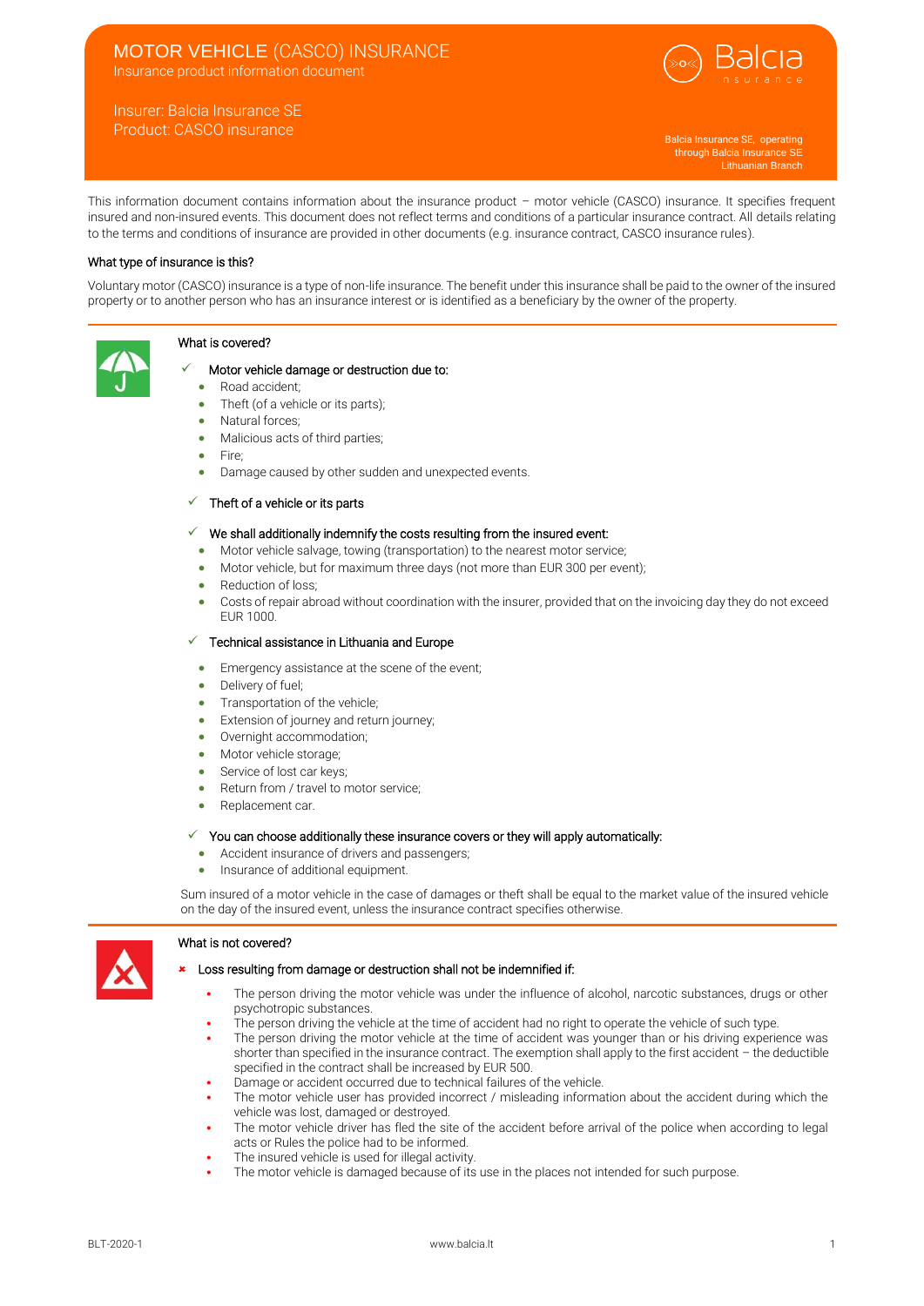# MOTOR VEHICLE (CASCO) INSURANCE

Insurance product information document

Insurer: Balcia Insurance SE
Product: CASCO insurance

Balcia Insurance SE, operating through Balcia Insurance SE Lithuanian Branch

This information document contains information about the insurance product – motor vehicle (CASCO) insurance. It specifies frequent insured and non-insured events. This document does not reflect terms and conditions of a particular insurance contract. All details relating to the terms and conditions of insurance are provided in other documents (e.g. insurance contract, CASCO insurance rules).

## What type of insurance is this?

Voluntary motor (CASCO) insurance is a type of non-life insurance. The benefit under this insurance shall be paid to the owner of the insured property or to another person who has an insurance interest or is identified as a beneficiary by the owner of the property.

## What is covered?

- ✓ Motor vehicle damage or destruction due to:
  - Road accident;
  - Theft (of a vehicle or its parts);
  - Natural forces;
  - Malicious acts of third parties;
  - Fire;
  - Damage caused by other sudden and unexpected events.
- ✓ Theft of a vehicle or its parts
- ✓ We shall additionally indemnify the costs resulting from the insured event:
  - Motor vehicle salvage, towing (transportation) to the nearest motor service;
  - Motor vehicle, but for maximum three days (not more than EUR 300 per event);
  - Reduction of loss;
  - Costs of repair abroad without coordination with the insurer, provided that on the invoicing day they do not exceed EUR 1000.
- ✓ Technical assistance in Lithuania and Europe
  - Emergency assistance at the scene of the event;
  - Delivery of fuel;
  - Transportation of the vehicle;
  - Extension of journey and return journey;
  - Overnight accommodation;
  - Motor vehicle storage;
  - Service of lost car keys;
  - Return from / travel to motor service;
  - Replacement car.
- ✓ You can choose additionally these insurance covers or they will apply automatically:
  - Accident insurance of drivers and passengers;
  - Insurance of additional equipment.

Sum insured of a motor vehicle in the case of damages or theft shall be equal to the market value of the insured vehicle on the day of the insured event, unless the insurance contract specifies otherwise.

## What is not covered?

- ✖ Loss resulting from damage or destruction shall not be indemnified if:
  - The person driving the motor vehicle was under the influence of alcohol, narcotic substances, drugs or other psychotropic substances.
  - The person driving the vehicle at the time of accident had no right to operate the vehicle of such type.
  - The person driving the motor vehicle at the time of accident was younger than or his driving experience was shorter than specified in the insurance contract. The exemption shall apply to the first accident – the deductible specified in the contract shall be increased by EUR 500.
  - Damage or accident occurred due to technical failures of the vehicle.
  - The motor vehicle user has provided incorrect / misleading information about the accident during which the vehicle was lost, damaged or destroyed.
  - The motor vehicle driver has fled the site of the accident before arrival of the police when according to legal acts or Rules the police had to be informed.
  - The insured vehicle is used for illegal activity.
  - The motor vehicle is damaged because of its use in the places not intended for such purpose.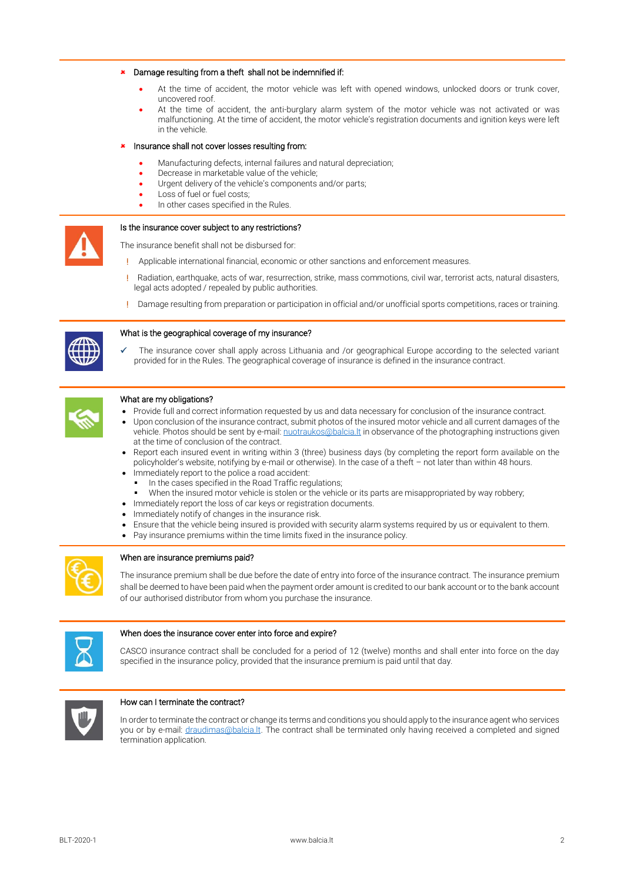- ✖ Damage resulting from a theft shall not be indemnified if:
  - At the time of accident, the motor vehicle was left with opened windows, unlocked doors or trunk cover, uncovered roof.
  - At the time of accident, the anti-burglary alarm system of the motor vehicle was not activated or was malfunctioning. At the time of accident, the motor vehicle's registration documents and ignition keys were left in the vehicle.
- ✖ Insurance shall not cover losses resulting from:
  - Manufacturing defects, internal failures and natural depreciation;
  - Decrease in marketable value of the vehicle;
  - Urgent delivery of the vehicle's components and/or parts;
  - Loss of fuel or fuel costs;
  - In other cases specified in the Rules.

### Is the insurance cover subject to any restrictions?

The insurance benefit shall not be disbursed for:

! Applicable international financial, economic or other sanctions and enforcement measures.

! Radiation, earthquake, acts of war, resurrection, strike, mass commotions, civil war, terrorist acts, natural disasters, legal acts adopted / repealed by public authorities.

! Damage resulting from preparation or participation in official and/or unofficial sports competitions, races or training.

### What is the geographical coverage of my insurance?

✓ The insurance cover shall apply across Lithuania and /or geographical Europe according to the selected variant provided for in the Rules. The geographical coverage of insurance is defined in the insurance contract.

### What are my obligations?

- Provide full and correct information requested by us and data necessary for conclusion of the insurance contract.
- Upon conclusion of the insurance contract, submit photos of the insured motor vehicle and all current damages of the vehicle. Photos should be sent by e-mail: nuotraukos@balcia.lt in observance of the photographing instructions given at the time of conclusion of the contract.
- Report each insured event in writing within 3 (three) business days (by completing the report form available on the policyholder's website, notifying by e-mail or otherwise). In the case of a theft – not later than within 48 hours.
- Immediately report to the police a road accident:
  - In the cases specified in the Road Traffic regulations;
  - When the insured motor vehicle is stolen or the vehicle or its parts are misappropriated by way robbery;
- Immediately report the loss of car keys or registration documents.
- Immediately notify of changes in the insurance risk.
- Ensure that the vehicle being insured is provided with security alarm systems required by us or equivalent to them.
- Pay insurance premiums within the time limits fixed in the insurance policy.

### When are insurance premiums paid?

The insurance premium shall be due before the date of entry into force of the insurance contract. The insurance premium shall be deemed to have been paid when the payment order amount is credited to our bank account or to the bank account of our authorised distributor from whom you purchase the insurance.

### When does the insurance cover enter into force and expire?

CASCO insurance contract shall be concluded for a period of 12 (twelve) months and shall enter into force on the day specified in the insurance policy, provided that the insurance premium is paid until that day.

### How can I terminate the contract?

In order to terminate the contract or change its terms and conditions you should apply to the insurance agent who services you or by e-mail: draudimas@balcia.lt. The contract shall be terminated only having received a completed and signed termination application.